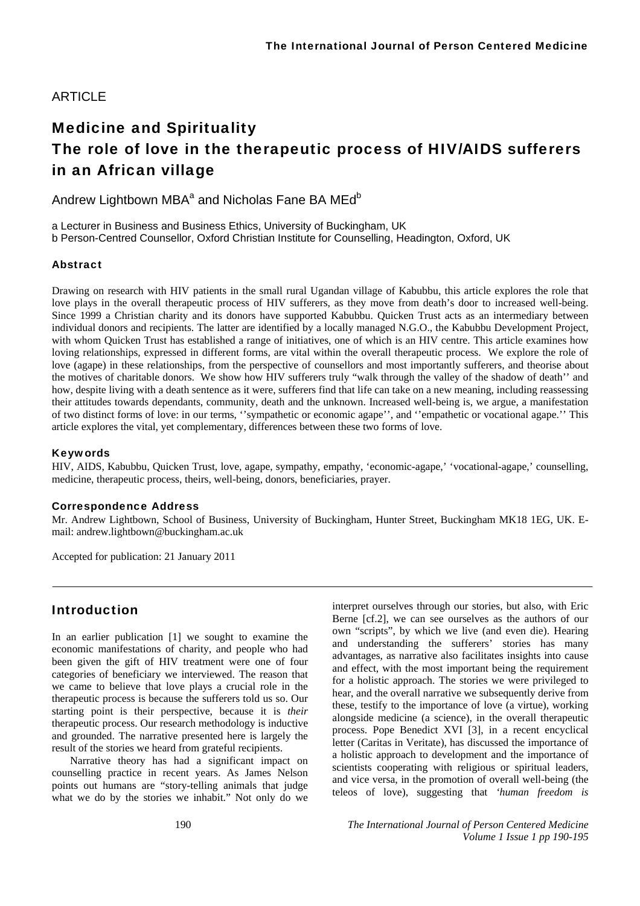ARTICLE

# Medicine and Spirituality
# The role of love in the therapeutic process of HIV/AIDS sufferers in an African village

Andrew Lightbown MBA[a] and Nicholas Fane BA MEd[b]

a Lecturer in Business and Business Ethics, University of Buckingham, UK
b Person-Centred Counsellor, Oxford Christian Institute for Counselling, Headington, Oxford, UK

### Abstract

Drawing on research with HIV patients in the small rural Ugandan village of Kabubbu, this article explores the role that love plays in the overall therapeutic process of HIV sufferers, as they move from death's door to increased well-being. Since 1999 a Christian charity and its donors have supported Kabubbu. Quicken Trust acts as an intermediary between individual donors and recipients. The latter are identified by a locally managed N.G.O., the Kabubbu Development Project, with whom Quicken Trust has established a range of initiatives, one of which is an HIV centre. This article examines how loving relationships, expressed in different forms, are vital within the overall therapeutic process. We explore the role of love (agape) in these relationships, from the perspective of counsellors and most importantly sufferers, and theorise about the motives of charitable donors. We show how HIV sufferers truly "walk through the valley of the shadow of death'' and how, despite living with a death sentence as it were, sufferers find that life can take on a new meaning, including reassessing their attitudes towards dependants, community, death and the unknown. Increased well-being is, we argue, a manifestation of two distinct forms of love: in our terms, ''sympathetic or economic agape'', and ''empathetic or vocational agape.'' This article explores the vital, yet complementary, differences between these two forms of love.

### Keywords

HIV, AIDS, Kabubbu, Quicken Trust, love, agape, sympathy, empathy, 'economic-agape,' 'vocational-agape,' counselling, medicine, therapeutic process, theirs, well-being, donors, beneficiaries, prayer.

### Correspondence Address

Mr. Andrew Lightbown, School of Business, University of Buckingham, Hunter Street, Buckingham MK18 1EG, UK. E-mail: andrew.lightbown@buckingham.ac.uk

Accepted for publication: 21 January 2011

## Introduction

In an earlier publication [1] we sought to examine the economic manifestations of charity, and people who had been given the gift of HIV treatment were one of four categories of beneficiary we interviewed. The reason that we came to believe that love plays a crucial role in the therapeutic process is because the sufferers told us so. Our starting point is their perspective, because it is *their* therapeutic process. Our research methodology is inductive and grounded. The narrative presented here is largely the result of the stories we heard from grateful recipients.

Narrative theory has had a significant impact on counselling practice in recent years. As James Nelson points out humans are "story-telling animals that judge what we do by the stories we inhabit." Not only do we interpret ourselves through our stories, but also, with Eric Berne [cf.2], we can see ourselves as the authors of our own "scripts", by which we live (and even die). Hearing and understanding the sufferers' stories has many advantages, as narrative also facilitates insights into cause and effect, with the most important being the requirement for a holistic approach. The stories we were privileged to hear, and the overall narrative we subsequently derive from these, testify to the importance of love (a virtue), working alongside medicine (a science), in the overall therapeutic process. Pope Benedict XVI [3], in a recent encyclical letter (Caritas in Veritate), has discussed the importance of a holistic approach to development and the importance of scientists cooperating with religious or spiritual leaders, and vice versa, in the promotion of overall well-being (the teleos of love), suggesting that *'human freedom is*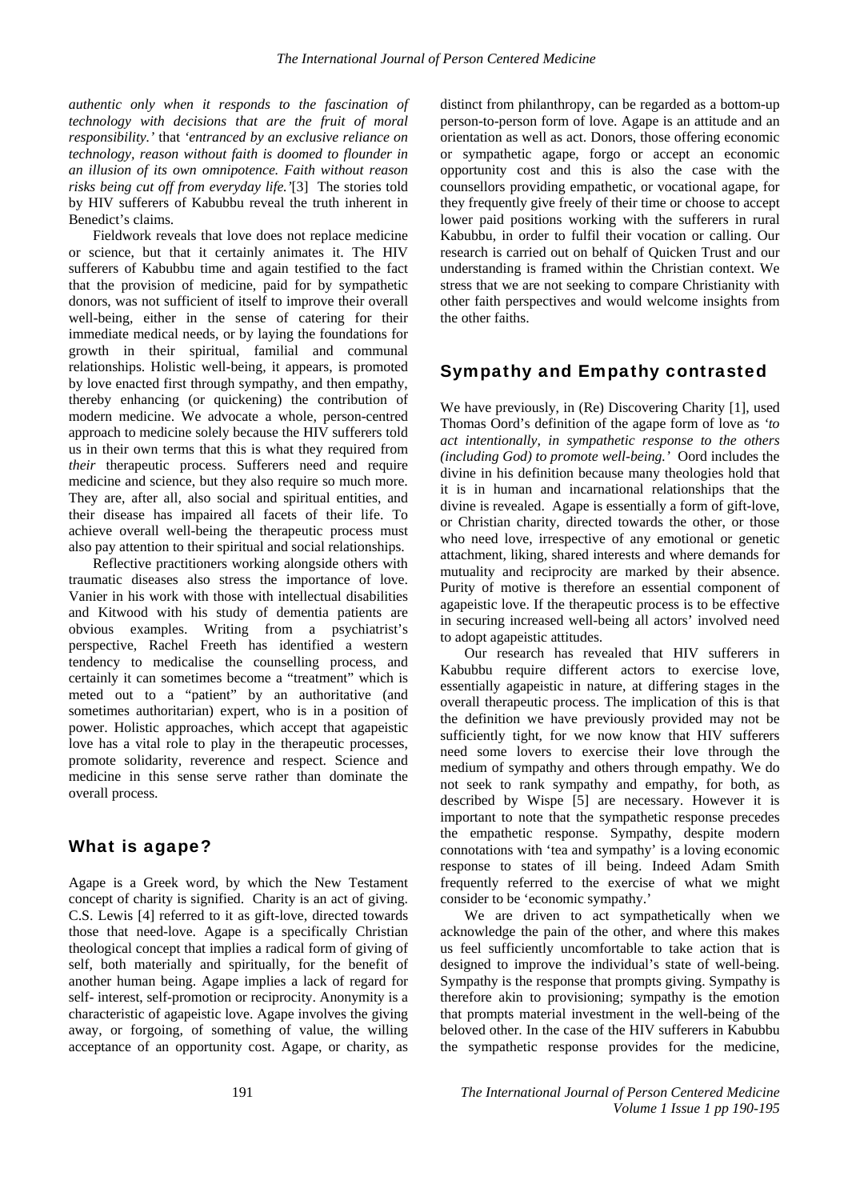*authentic only when it responds to the fascination of technology with decisions that are the fruit of moral responsibility.'* that *'entranced by an exclusive reliance on technology, reason without faith is doomed to flounder in an illusion of its own omnipotence. Faith without reason risks being cut off from everyday life.'*[3] The stories told by HIV sufferers of Kabubbu reveal the truth inherent in Benedict's claims.

Fieldwork reveals that love does not replace medicine or science, but that it certainly animates it. The HIV sufferers of Kabubbu time and again testified to the fact that the provision of medicine, paid for by sympathetic donors, was not sufficient of itself to improve their overall well-being, either in the sense of catering for their immediate medical needs, or by laying the foundations for growth in their spiritual, familial and communal relationships. Holistic well-being, it appears, is promoted by love enacted first through sympathy, and then empathy, thereby enhancing (or quickening) the contribution of modern medicine. We advocate a whole, person-centred approach to medicine solely because the HIV sufferers told us in their own terms that this is what they required from *their* therapeutic process. Sufferers need and require medicine and science, but they also require so much more. They are, after all, also social and spiritual entities, and their disease has impaired all facets of their life. To achieve overall well-being the therapeutic process must also pay attention to their spiritual and social relationships.

Reflective practitioners working alongside others with traumatic diseases also stress the importance of love. Vanier in his work with those with intellectual disabilities and Kitwood with his study of dementia patients are obvious examples. Writing from a psychiatrist's perspective, Rachel Freeth has identified a western tendency to medicalise the counselling process, and certainly it can sometimes become a "treatment" which is meted out to a "patient" by an authoritative (and sometimes authoritarian) expert, who is in a position of power. Holistic approaches, which accept that agapeistic love has a vital role to play in the therapeutic processes, promote solidarity, reverence and respect. Science and medicine in this sense serve rather than dominate the overall process.

## What is agape?

Agape is a Greek word, by which the New Testament concept of charity is signified. Charity is an act of giving. C.S. Lewis [4] referred to it as gift-love, directed towards those that need-love. Agape is a specifically Christian theological concept that implies a radical form of giving of self, both materially and spiritually, for the benefit of another human being. Agape implies a lack of regard for self- interest, self-promotion or reciprocity. Anonymity is a characteristic of agapeistic love. Agape involves the giving away, or forgoing, of something of value, the willing acceptance of an opportunity cost. Agape, or charity, as distinct from philanthropy, can be regarded as a bottom-up person-to-person form of love. Agape is an attitude and an orientation as well as act. Donors, those offering economic or sympathetic agape, forgo or accept an economic opportunity cost and this is also the case with the counsellors providing empathetic, or vocational agape, for they frequently give freely of their time or choose to accept lower paid positions working with the sufferers in rural Kabubbu, in order to fulfil their vocation or calling. Our research is carried out on behalf of Quicken Trust and our understanding is framed within the Christian context. We stress that we are not seeking to compare Christianity with other faith perspectives and would welcome insights from the other faiths.

## Sympathy and Empathy contrasted

We have previously, in (Re) Discovering Charity [1], used Thomas Oord's definition of the agape form of love as *'to act intentionally, in sympathetic response to the others (including God) to promote well-being.'* Oord includes the divine in his definition because many theologies hold that it is in human and incarnational relationships that the divine is revealed. Agape is essentially a form of gift-love, or Christian charity, directed towards the other, or those who need love, irrespective of any emotional or genetic attachment, liking, shared interests and where demands for mutuality and reciprocity are marked by their absence. Purity of motive is therefore an essential component of agapeistic love. If the therapeutic process is to be effective in securing increased well-being all actors' involved need to adopt agapeistic attitudes.

Our research has revealed that HIV sufferers in Kabubbu require different actors to exercise love, essentially agapeistic in nature, at differing stages in the overall therapeutic process. The implication of this is that the definition we have previously provided may not be sufficiently tight, for we now know that HIV sufferers need some lovers to exercise their love through the medium of sympathy and others through empathy. We do not seek to rank sympathy and empathy, for both, as described by Wispe [5] are necessary. However it is important to note that the sympathetic response precedes the empathetic response. Sympathy, despite modern connotations with 'tea and sympathy' is a loving economic response to states of ill being. Indeed Adam Smith frequently referred to the exercise of what we might consider to be 'economic sympathy.'

We are driven to act sympathetically when we acknowledge the pain of the other, and where this makes us feel sufficiently uncomfortable to take action that is designed to improve the individual's state of well-being. Sympathy is the response that prompts giving. Sympathy is therefore akin to provisioning; sympathy is the emotion that prompts material investment in the well-being of the beloved other. In the case of the HIV sufferers in Kabubbu the sympathetic response provides for the medicine,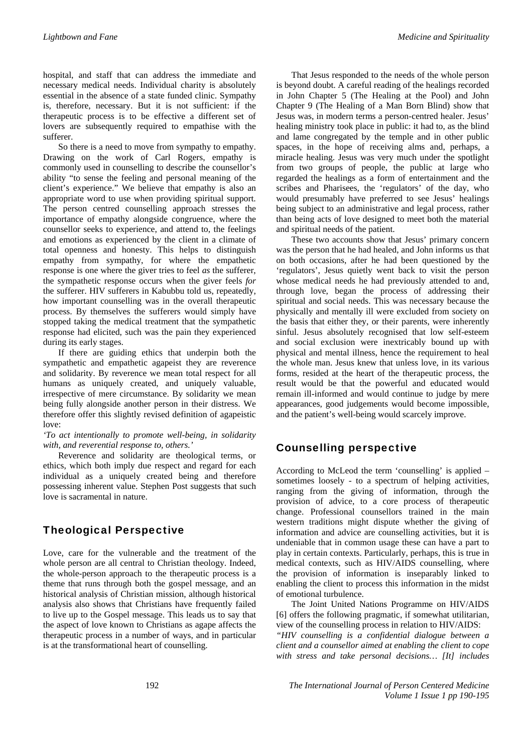hospital, and staff that can address the immediate and necessary medical needs. Individual charity is absolutely essential in the absence of a state funded clinic. Sympathy is, therefore, necessary. But it is not sufficient: if the therapeutic process is to be effective a different set of lovers are subsequently required to empathise with the sufferer.

So there is a need to move from sympathy to empathy. Drawing on the work of Carl Rogers, empathy is commonly used in counselling to describe the counsellor's ability "to sense the feeling and personal meaning of the client's experience." We believe that empathy is also an appropriate word to use when providing spiritual support. The person centred counselling approach stresses the importance of empathy alongside congruence, where the counsellor seeks to experience, and attend to, the feelings and emotions as experienced by the client in a climate of total openness and honesty. This helps to distinguish empathy from sympathy, for where the empathetic response is one where the giver tries to feel *as* the sufferer, the sympathetic response occurs when the giver feels *for* the sufferer. HIV sufferers in Kabubbu told us, repeatedly, how important counselling was in the overall therapeutic process. By themselves the sufferers would simply have stopped taking the medical treatment that the sympathetic response had elicited, such was the pain they experienced during its early stages.

If there are guiding ethics that underpin both the sympathetic and empathetic agapeist they are reverence and solidarity. By reverence we mean total respect for all humans as uniquely created, and uniquely valuable, irrespective of mere circumstance. By solidarity we mean being fully alongside another person in their distress. We therefore offer this slightly revised definition of agapeistic love:

*'To act intentionally to promote well-being, in solidarity with, and reverential response to, others.'*

Reverence and solidarity are theological terms, or ethics, which both imply due respect and regard for each individual as a uniquely created being and therefore possessing inherent value. Stephen Post suggests that such love is sacramental in nature.

## Theological Perspective

Love, care for the vulnerable and the treatment of the whole person are all central to Christian theology. Indeed, the whole-person approach to the therapeutic process is a theme that runs through both the gospel message, and an historical analysis of Christian mission, although historical analysis also shows that Christians have frequently failed to live up to the Gospel message. This leads us to say that the aspect of love known to Christians as agape affects the therapeutic process in a number of ways, and in particular is at the transformational heart of counselling.

That Jesus responded to the needs of the whole person is beyond doubt. A careful reading of the healings recorded in John Chapter 5 (The Healing at the Pool) and John Chapter 9 (The Healing of a Man Born Blind) show that Jesus was, in modern terms a person-centred healer. Jesus' healing ministry took place in public: it had to, as the blind and lame congregated by the temple and in other public spaces, in the hope of receiving alms and, perhaps, a miracle healing. Jesus was very much under the spotlight from two groups of people, the public at large who regarded the healings as a form of entertainment and the scribes and Pharisees, the 'regulators' of the day, who would presumably have preferred to see Jesus' healings being subject to an administrative and legal process, rather than being acts of love designed to meet both the material and spiritual needs of the patient.

These two accounts show that Jesus' primary concern was the person that he had healed, and John informs us that on both occasions, after he had been questioned by the 'regulators', Jesus quietly went back to visit the person whose medical needs he had previously attended to and, through love, began the process of addressing their spiritual and social needs. This was necessary because the physically and mentally ill were excluded from society on the basis that either they, or their parents, were inherently sinful. Jesus absolutely recognised that low self-esteem and social exclusion were inextricably bound up with physical and mental illness, hence the requirement to heal the whole man. Jesus knew that unless love, in its various forms, resided at the heart of the therapeutic process, the result would be that the powerful and educated would remain ill-informed and would continue to judge by mere appearances, good judgements would become impossible, and the patient's well-being would scarcely improve.

## Counselling perspective

According to McLeod the term 'counselling' is applied – sometimes loosely - to a spectrum of helping activities, ranging from the giving of information, through the provision of advice, to a core process of therapeutic change. Professional counsellors trained in the main western traditions might dispute whether the giving of information and advice are counselling activities, but it is undeniable that in common usage these can have a part to play in certain contexts. Particularly, perhaps, this is true in medical contexts, such as HIV/AIDS counselling, where the provision of information is inseparably linked to enabling the client to process this information in the midst of emotional turbulence.

The Joint United Nations Programme on HIV/AIDS [6] offers the following pragmatic, if somewhat utilitarian, view of the counselling process in relation to HIV/AIDS:

*"HIV counselling is a confidential dialogue between a client and a counsellor aimed at enabling the client to cope with stress and take personal decisions… [It] includes*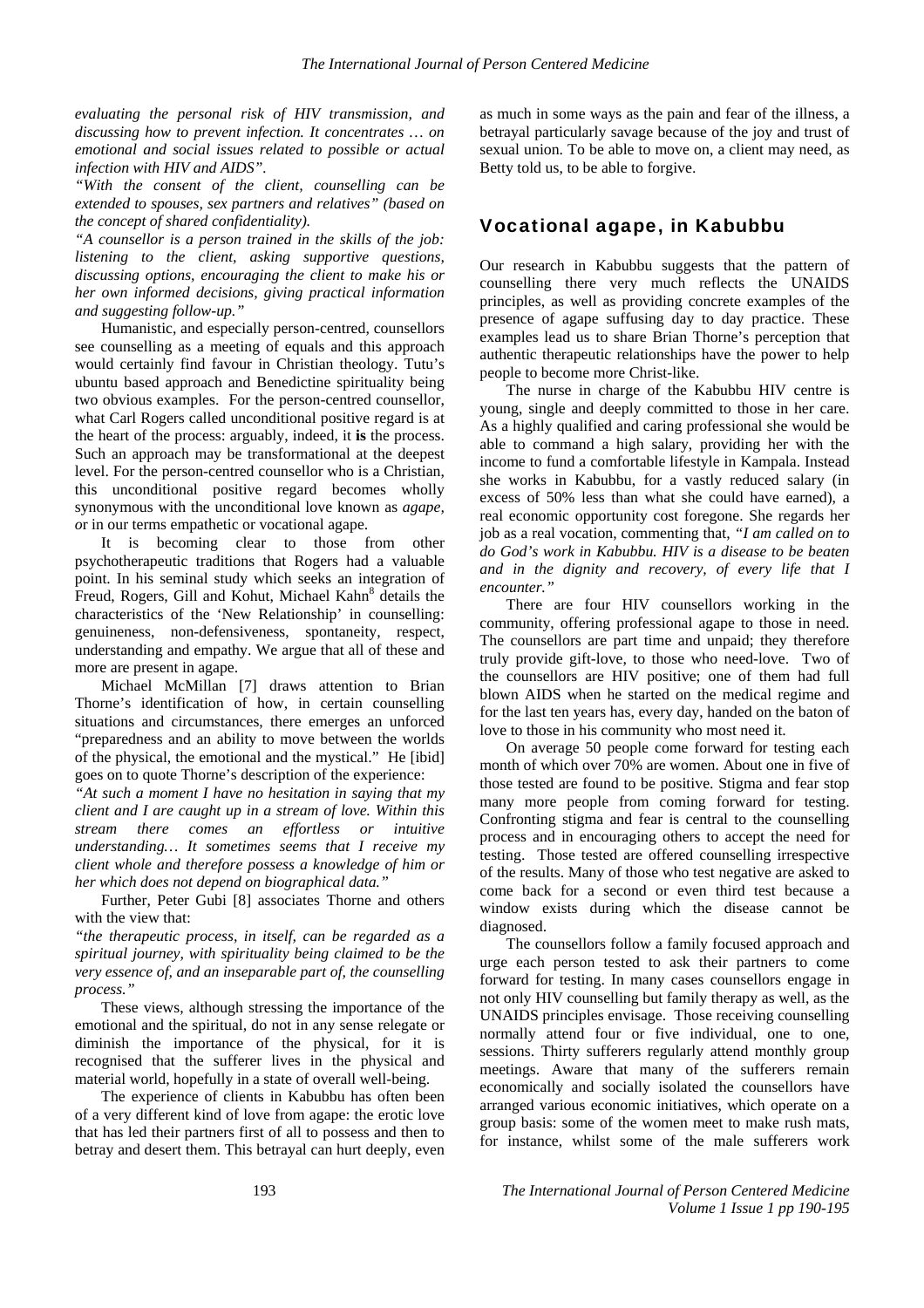*evaluating the personal risk of HIV transmission, and discussing how to prevent infection. It concentrates … on emotional and social issues related to possible or actual infection with HIV and AIDS".*

*"With the consent of the client, counselling can be extended to spouses, sex partners and relatives" (based on the concept of shared confidentiality).*

*"A counsellor is a person trained in the skills of the job: listening to the client, asking supportive questions, discussing options, encouraging the client to make his or her own informed decisions, giving practical information and suggesting follow-up."*

Humanistic, and especially person-centred, counsellors see counselling as a meeting of equals and this approach would certainly find favour in Christian theology. Tutu's ubuntu based approach and Benedictine spirituality being two obvious examples. For the person-centred counsellor, what Carl Rogers called unconditional positive regard is at the heart of the process: arguably, indeed, it **is** the process. Such an approach may be transformational at the deepest level. For the person-centred counsellor who is a Christian, this unconditional positive regard becomes wholly synonymous with the unconditional love known as *agape, or* in our terms empathetic or vocational agape.

It is becoming clear to those from other psychotherapeutic traditions that Rogers had a valuable point. In his seminal study which seeks an integration of Freud, Rogers, Gill and Kohut, Michael Kahn[8] details the characteristics of the 'New Relationship' in counselling: genuineness, non-defensiveness, spontaneity, respect, understanding and empathy. We argue that all of these and more are present in agape.

Michael McMillan [7] draws attention to Brian Thorne's identification of how, in certain counselling situations and circumstances, there emerges an unforced "preparedness and an ability to move between the worlds of the physical, the emotional and the mystical." He [ibid] goes on to quote Thorne's description of the experience:

*"At such a moment I have no hesitation in saying that my client and I are caught up in a stream of love. Within this stream there comes an effortless or intuitive understanding… It sometimes seems that I receive my client whole and therefore possess a knowledge of him or her which does not depend on biographical data."*

Further, Peter Gubi [8] associates Thorne and others with the view that:

*"the therapeutic process, in itself, can be regarded as a spiritual journey, with spirituality being claimed to be the very essence of, and an inseparable part of, the counselling process."*

These views, although stressing the importance of the emotional and the spiritual, do not in any sense relegate or diminish the importance of the physical, for it is recognised that the sufferer lives in the physical and material world, hopefully in a state of overall well-being.

The experience of clients in Kabubbu has often been of a very different kind of love from agape: the erotic love that has led their partners first of all to possess and then to betray and desert them. This betrayal can hurt deeply, even as much in some ways as the pain and fear of the illness, a betrayal particularly savage because of the joy and trust of sexual union. To be able to move on, a client may need, as Betty told us, to be able to forgive.

## Vocational agape, in Kabubbu

Our research in Kabubbu suggests that the pattern of counselling there very much reflects the UNAIDS principles, as well as providing concrete examples of the presence of agape suffusing day to day practice. These examples lead us to share Brian Thorne's perception that authentic therapeutic relationships have the power to help people to become more Christ-like.

The nurse in charge of the Kabubbu HIV centre is young, single and deeply committed to those in her care. As a highly qualified and caring professional she would be able to command a high salary, providing her with the income to fund a comfortable lifestyle in Kampala. Instead she works in Kabubbu, for a vastly reduced salary (in excess of 50% less than what she could have earned), a real economic opportunity cost foregone. She regards her job as a real vocation, commenting that, *"I am called on to do God's work in Kabubbu. HIV is a disease to be beaten and in the dignity and recovery, of every life that I encounter."*

There are four HIV counsellors working in the community, offering professional agape to those in need. The counsellors are part time and unpaid; they therefore truly provide gift-love, to those who need-love. Two of the counsellors are HIV positive; one of them had full blown AIDS when he started on the medical regime and for the last ten years has, every day, handed on the baton of love to those in his community who most need it.

On average 50 people come forward for testing each month of which over 70% are women. About one in five of those tested are found to be positive. Stigma and fear stop many more people from coming forward for testing. Confronting stigma and fear is central to the counselling process and in encouraging others to accept the need for testing. Those tested are offered counselling irrespective of the results. Many of those who test negative are asked to come back for a second or even third test because a window exists during which the disease cannot be diagnosed.

The counsellors follow a family focused approach and urge each person tested to ask their partners to come forward for testing. In many cases counsellors engage in not only HIV counselling but family therapy as well, as the UNAIDS principles envisage. Those receiving counselling normally attend four or five individual, one to one, sessions. Thirty sufferers regularly attend monthly group meetings. Aware that many of the sufferers remain economically and socially isolated the counsellors have arranged various economic initiatives, which operate on a group basis: some of the women meet to make rush mats, for instance, whilst some of the male sufferers work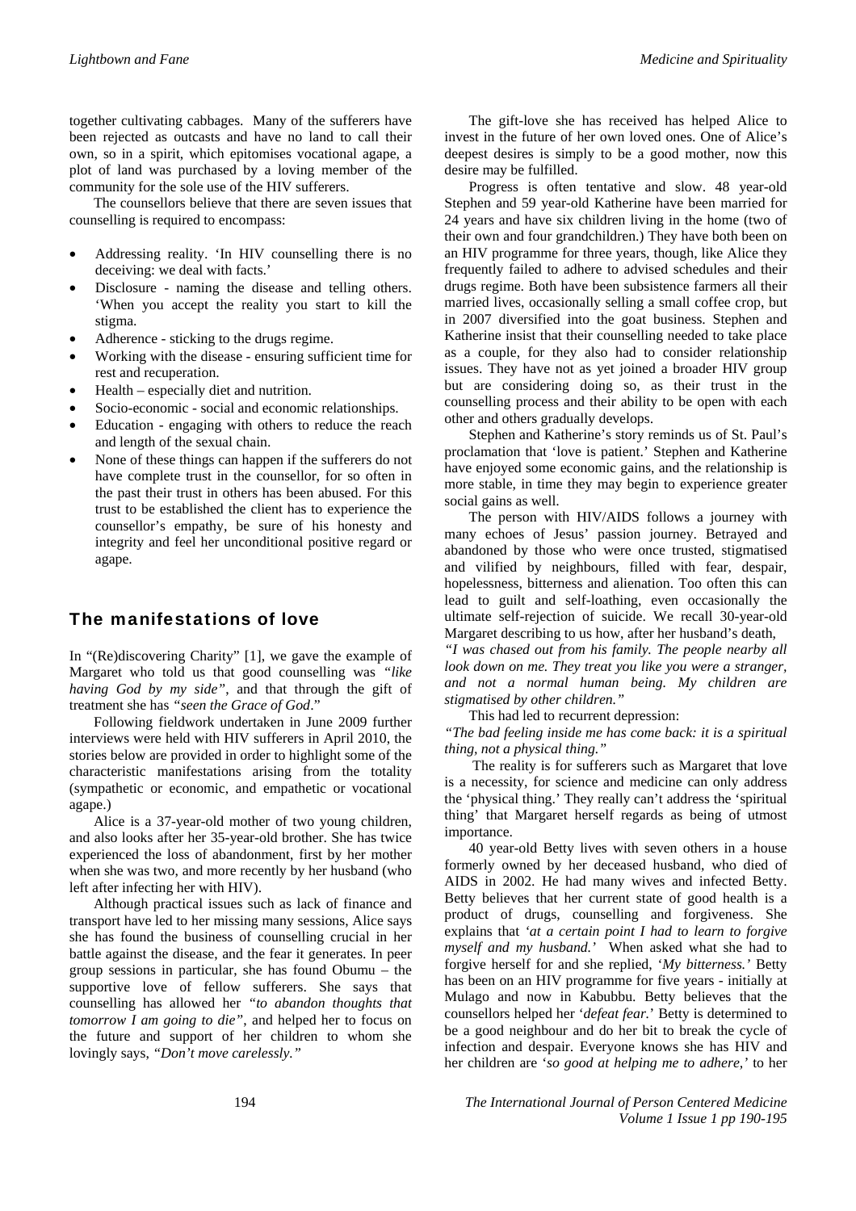together cultivating cabbages. Many of the sufferers have been rejected as outcasts and have no land to call their own, so in a spirit, which epitomises vocational agape, a plot of land was purchased by a loving member of the community for the sole use of the HIV sufferers.

The counsellors believe that there are seven issues that counselling is required to encompass:

- Addressing reality. 'In HIV counselling there is no deceiving: we deal with facts.'
- Disclosure - naming the disease and telling others. 'When you accept the reality you start to kill the stigma.
- Adherence - sticking to the drugs regime.
- Working with the disease - ensuring sufficient time for rest and recuperation.
- Health – especially diet and nutrition.
- Socio-economic - social and economic relationships.
- Education - engaging with others to reduce the reach and length of the sexual chain.
- None of these things can happen if the sufferers do not have complete trust in the counsellor, for so often in the past their trust in others has been abused. For this trust to be established the client has to experience the counsellor's empathy, be sure of his honesty and integrity and feel her unconditional positive regard or agape.

## The manifestations of love

In "(Re)discovering Charity" [1], we gave the example of Margaret who told us that good counselling was *"like having God by my side"*, and that through the gift of treatment she has *"seen the Grace of God*."

Following fieldwork undertaken in June 2009 further interviews were held with HIV sufferers in April 2010, the stories below are provided in order to highlight some of the characteristic manifestations arising from the totality (sympathetic or economic, and empathetic or vocational agape.)

Alice is a 37-year-old mother of two young children, and also looks after her 35-year-old brother. She has twice experienced the loss of abandonment, first by her mother when she was two, and more recently by her husband (who left after infecting her with HIV).

Although practical issues such as lack of finance and transport have led to her missing many sessions, Alice says she has found the business of counselling crucial in her battle against the disease, and the fear it generates. In peer group sessions in particular, she has found Obumu – the supportive love of fellow sufferers. She says that counselling has allowed her *"to abandon thoughts that tomorrow I am going to die"*, and helped her to focus on the future and support of her children to whom she lovingly says, *"Don't move carelessly."*

The gift-love she has received has helped Alice to invest in the future of her own loved ones. One of Alice's deepest desires is simply to be a good mother, now this desire may be fulfilled.

Progress is often tentative and slow. 48 year-old Stephen and 59 year-old Katherine have been married for 24 years and have six children living in the home (two of their own and four grandchildren.) They have both been on an HIV programme for three years, though, like Alice they frequently failed to adhere to advised schedules and their drugs regime. Both have been subsistence farmers all their married lives, occasionally selling a small coffee crop, but in 2007 diversified into the goat business. Stephen and Katherine insist that their counselling needed to take place as a couple, for they also had to consider relationship issues. They have not as yet joined a broader HIV group but are considering doing so, as their trust in the counselling process and their ability to be open with each other and others gradually develops.

Stephen and Katherine's story reminds us of St. Paul's proclamation that 'love is patient.' Stephen and Katherine have enjoyed some economic gains, and the relationship is more stable, in time they may begin to experience greater social gains as well.

The person with HIV/AIDS follows a journey with many echoes of Jesus' passion journey. Betrayed and abandoned by those who were once trusted, stigmatised and vilified by neighbours, filled with fear, despair, hopelessness, bitterness and alienation. Too often this can lead to guilt and self-loathing, even occasionally the ultimate self-rejection of suicide. We recall 30-year-old Margaret describing to us how, after her husband's death,

*"I was chased out from his family. The people nearby all look down on me. They treat you like you were a stranger, and not a normal human being. My children are stigmatised by other children."*

This had led to recurrent depression:

*"The bad feeling inside me has come back: it is a spiritual thing, not a physical thing."*

The reality is for sufferers such as Margaret that love is a necessity, for science and medicine can only address the 'physical thing.' They really can't address the 'spiritual thing' that Margaret herself regards as being of utmost importance.

40 year-old Betty lives with seven others in a house formerly owned by her deceased husband, who died of AIDS in 2002. He had many wives and infected Betty. Betty believes that her current state of good health is a product of drugs, counselling and forgiveness. She explains that *'at a certain point I had to learn to forgive myself and my husband.'* When asked what she had to forgive herself for and she replied, *'My bitterness.'* Betty has been on an HIV programme for five years - initially at Mulago and now in Kabubbu. Betty believes that the counsellors helped her '*defeat fear.*' Betty is determined to be a good neighbour and do her bit to break the cycle of infection and despair. Everyone knows she has HIV and her children are *'so good at helping me to adhere,'* to her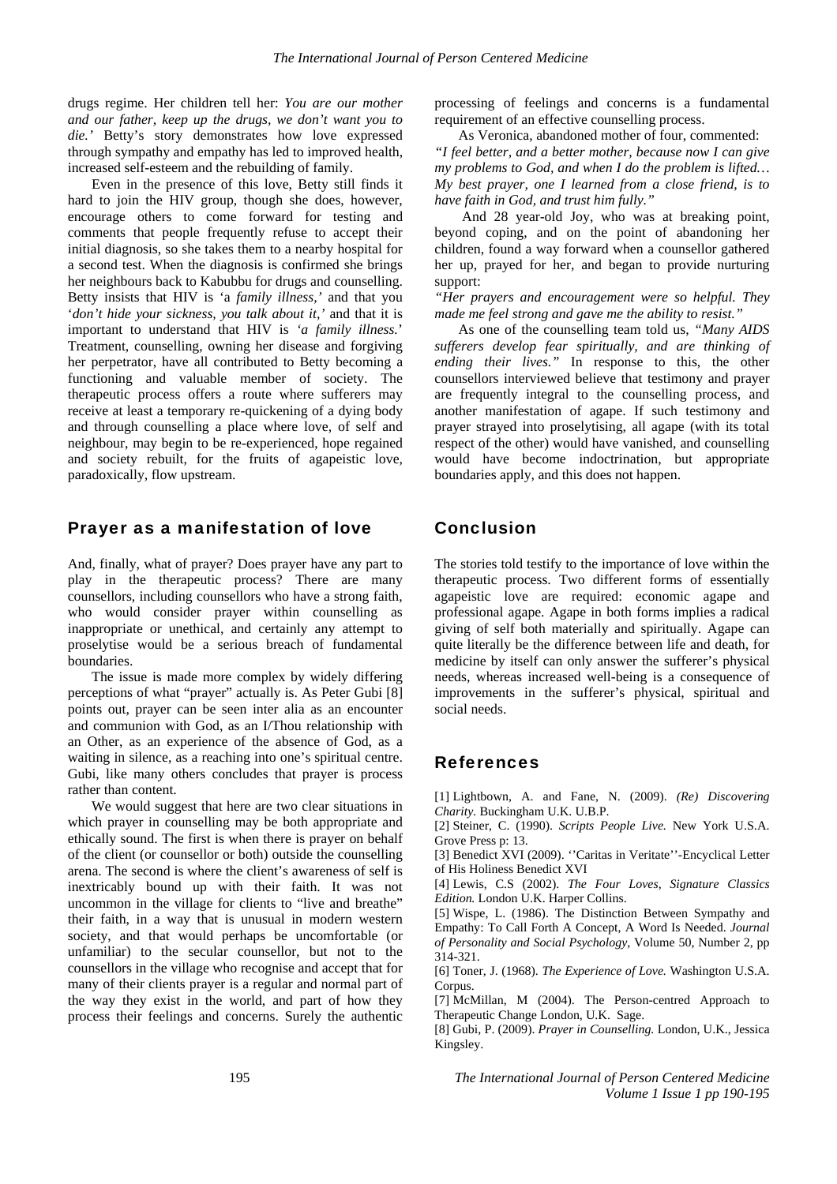drugs regime. Her children tell her: *You are our mother and our father, keep up the drugs, we don't want you to die.'* Betty's story demonstrates how love expressed through sympathy and empathy has led to improved health, increased self-esteem and the rebuilding of family.

Even in the presence of this love, Betty still finds it hard to join the HIV group, though she does, however, encourage others to come forward for testing and comments that people frequently refuse to accept their initial diagnosis, so she takes them to a nearby hospital for a second test. When the diagnosis is confirmed she brings her neighbours back to Kabubbu for drugs and counselling. Betty insists that HIV is 'a *family illness,'* and that you '*don't hide your sickness, you talk about it,'* and that it is important to understand that HIV is *'a family illness.*' Treatment, counselling, owning her disease and forgiving her perpetrator, have all contributed to Betty becoming a functioning and valuable member of society. The therapeutic process offers a route where sufferers may receive at least a temporary re-quickening of a dying body and through counselling a place where love, of self and neighbour, may begin to be re-experienced, hope regained and society rebuilt, for the fruits of agapeistic love, paradoxically, flow upstream.

## Prayer as a manifestation of love

And, finally, what of prayer? Does prayer have any part to play in the therapeutic process? There are many counsellors, including counsellors who have a strong faith, who would consider prayer within counselling as inappropriate or unethical, and certainly any attempt to proselytise would be a serious breach of fundamental boundaries.

The issue is made more complex by widely differing perceptions of what "prayer" actually is. As Peter Gubi [8] points out, prayer can be seen inter alia as an encounter and communion with God, as an I/Thou relationship with an Other, as an experience of the absence of God, as a waiting in silence, as a reaching into one's spiritual centre. Gubi, like many others concludes that prayer is process rather than content.

We would suggest that here are two clear situations in which prayer in counselling may be both appropriate and ethically sound. The first is when there is prayer on behalf of the client (or counsellor or both) outside the counselling arena. The second is where the client's awareness of self is inextricably bound up with their faith. It was not uncommon in the village for clients to "live and breathe" their faith, in a way that is unusual in modern western society, and that would perhaps be uncomfortable (or unfamiliar) to the secular counsellor, but not to the counsellors in the village who recognise and accept that for many of their clients prayer is a regular and normal part of the way they exist in the world, and part of how they process their feelings and concerns. Surely the authentic processing of feelings and concerns is a fundamental requirement of an effective counselling process.

As Veronica, abandoned mother of four, commented: *"I feel better, and a better mother, because now I can give my problems to God, and when I do the problem is lifted… My best prayer, one I learned from a close friend, is to have faith in God, and trust him fully."*

And 28 year-old Joy, who was at breaking point, beyond coping, and on the point of abandoning her children, found a way forward when a counsellor gathered her up, prayed for her, and began to provide nurturing support:

*"Her prayers and encouragement were so helpful. They made me feel strong and gave me the ability to resist."*

As one of the counselling team told us, *"Many AIDS sufferers develop fear spiritually, and are thinking of ending their lives."* In response to this, the other counsellors interviewed believe that testimony and prayer are frequently integral to the counselling process, and another manifestation of agape. If such testimony and prayer strayed into proselytising, all agape (with its total respect of the other) would have vanished, and counselling would have become indoctrination, but appropriate boundaries apply, and this does not happen.

## Conclusion

The stories told testify to the importance of love within the therapeutic process. Two different forms of essentially agapeistic love are required: economic agape and professional agape. Agape in both forms implies a radical giving of self both materially and spiritually. Agape can quite literally be the difference between life and death, for medicine by itself can only answer the sufferer's physical needs, whereas increased well-being is a consequence of improvements in the sufferer's physical, spiritual and social needs.

## References

[1] Lightbown, A. and Fane, N. (2009). *(Re) Discovering Charity.* Buckingham U.K. U.B.P.

[2] Steiner, C. (1990). *Scripts People Live.* New York U.S.A. Grove Press p: 13.

[3] Benedict XVI (2009). ''Caritas in Veritate''-Encyclical Letter of His Holiness Benedict XVI

[4] Lewis, C.S (2002). *The Four Loves, Signature Classics Edition.* London U.K. Harper Collins.

[5] Wispe, L. (1986). The Distinction Between Sympathy and Empathy: To Call Forth A Concept, A Word Is Needed. *Journal of Personality and Social Psychology*, Volume 50, Number 2, pp 314-321.

[6] Toner, J. (1968). *The Experience of Love.* Washington U.S.A. Corpus.

[7] McMillan, M (2004). The Person-centred Approach to Therapeutic Change London, U.K. Sage.

[8] Gubi, P. (2009). *Prayer in Counselling.* London, U.K., Jessica Kingsley.